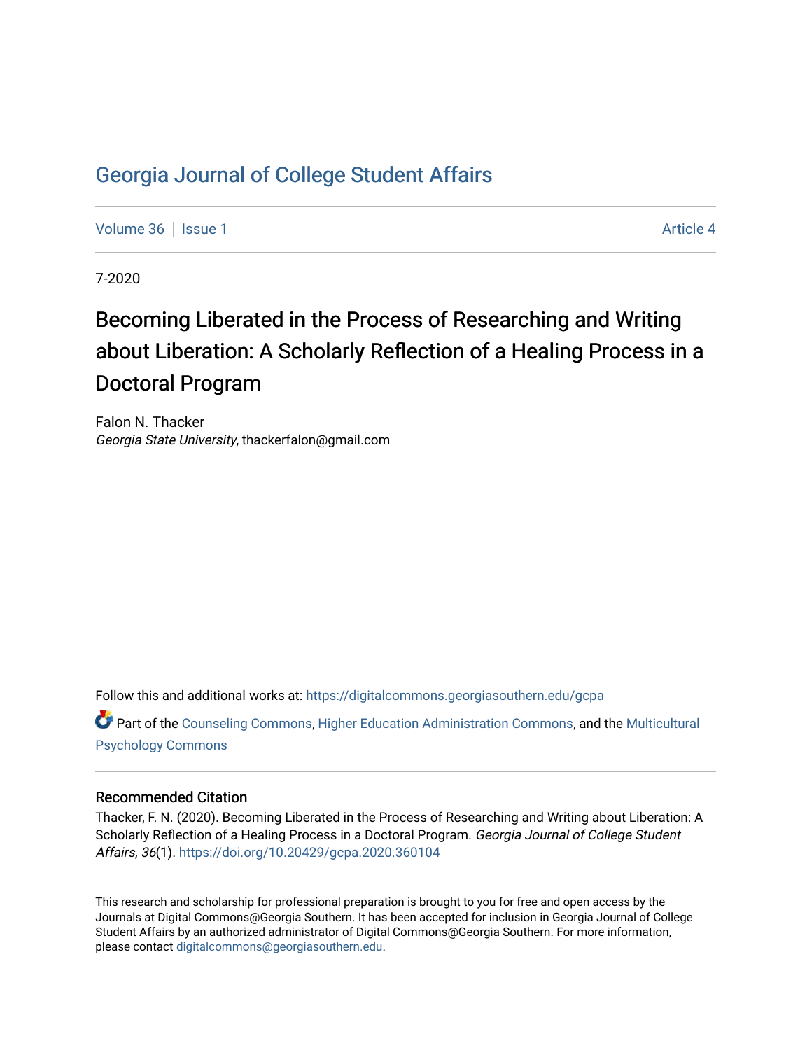# Georgia Journal of College Student Affairs

Volume 36 | Issue 1 Article 4

7-2020

## Becoming Liberated in the Process of Researching and Writing about Liberation: A Scholarly Reflection of a Healing Process in a Doctoral Program

Falon N. Thacker
*Georgia State University*, thackerfalon@gmail.com

Follow this and additional works at: https://digitalcommons.georgiasouthern.edu/gcpa

Part of the Counseling Commons, Higher Education Administration Commons, and the Multicultural Psychology Commons

### Recommended Citation

Thacker, F. N. (2020). Becoming Liberated in the Process of Researching and Writing about Liberation: A Scholarly Reflection of a Healing Process in a Doctoral Program. *Georgia Journal of College Student Affairs, 36*(1). https://doi.org/10.20429/gcpa.2020.360104

This research and scholarship for professional preparation is brought to you for free and open access by the Journals at Digital Commons@Georgia Southern. It has been accepted for inclusion in Georgia Journal of College Student Affairs by an authorized administrator of Digital Commons@Georgia Southern. For more information, please contact digitalcommons@georgiasouthern.edu.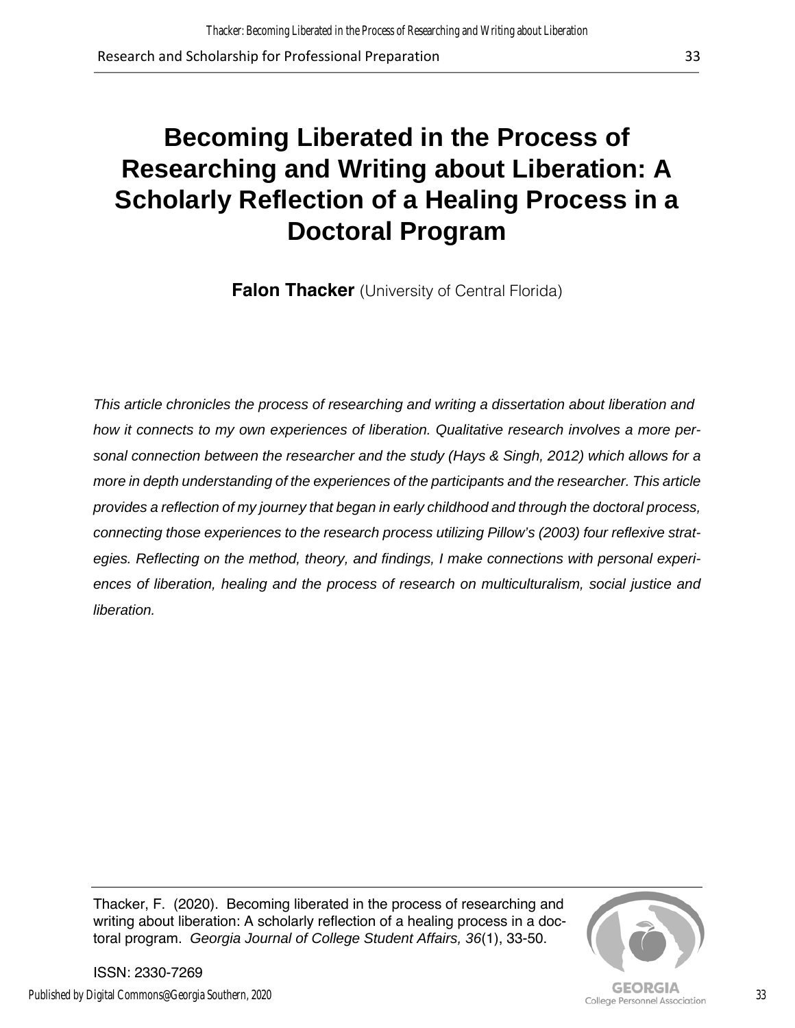# Becoming Liberated in the Process of Researching and Writing about Liberation: A Scholarly Reflection of a Healing Process in a Doctoral Program

**Falon Thacker** (University of Central Florida)

*This article chronicles the process of researching and writing a dissertation about liberation and how it connects to my own experiences of liberation. Qualitative research involves a more personal connection between the researcher and the study (Hays & Singh, 2012) which allows for a more in depth understanding of the experiences of the participants and the researcher. This article provides a reflection of my journey that began in early childhood and through the doctoral process, connecting those experiences to the research process utilizing Pillow's (2003) four reflexive strategies. Reflecting on the method, theory, and findings, I make connections with personal experiences of liberation, healing and the process of research on multiculturalism, social justice and liberation.*

Thacker, F. (2020). Becoming liberated in the process of researching and writing about liberation: A scholarly reflection of a healing process in a doctoral program. *Georgia Journal of College Student Affairs, 36*(1), 33-50.

ISSN: 2330-7269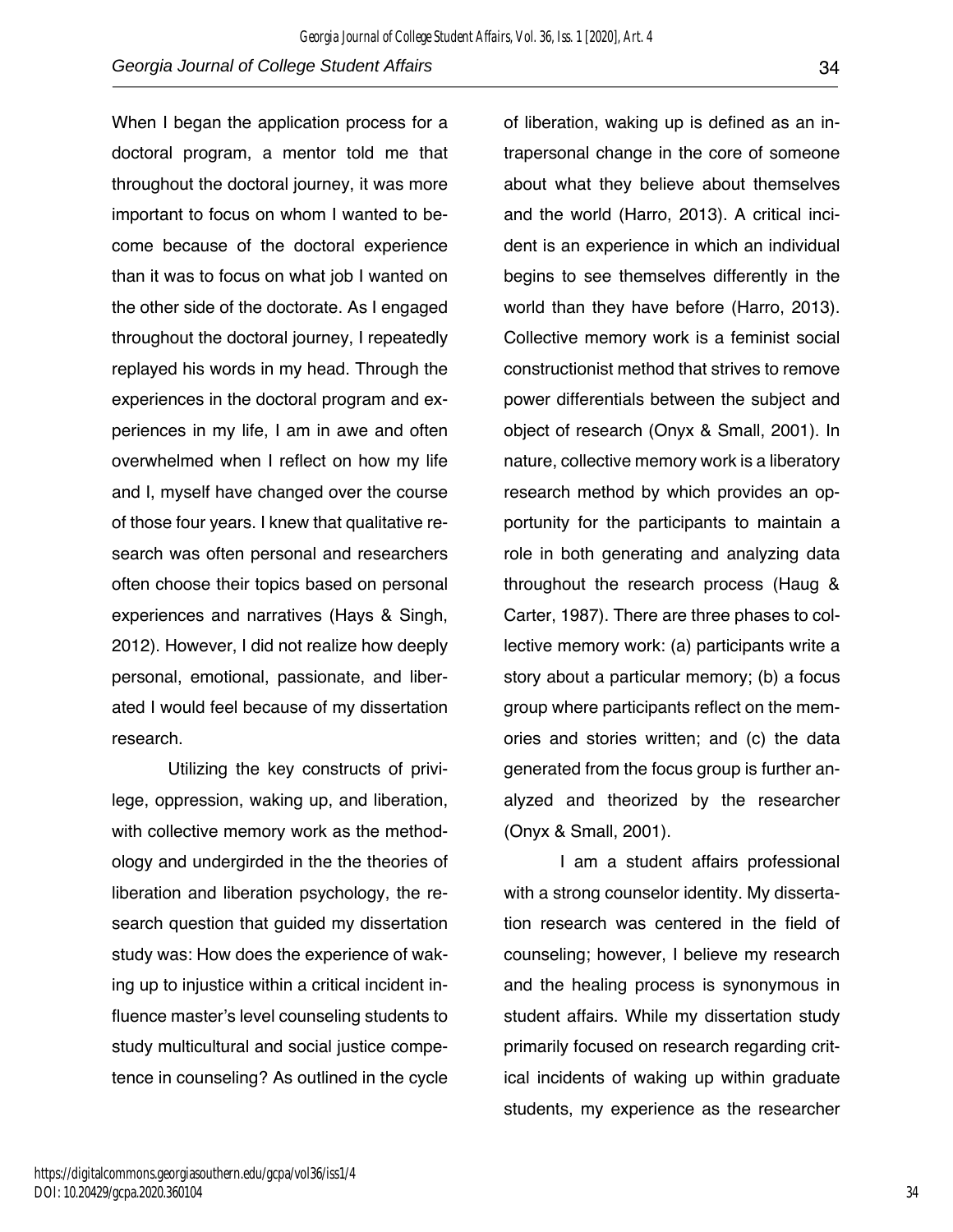When I began the application process for a doctoral program, a mentor told me that throughout the doctoral journey, it was more important to focus on whom I wanted to become because of the doctoral experience than it was to focus on what job I wanted on the other side of the doctorate. As I engaged throughout the doctoral journey, I repeatedly replayed his words in my head. Through the experiences in the doctoral program and experiences in my life, I am in awe and often overwhelmed when I reflect on how my life and I, myself have changed over the course of those four years. I knew that qualitative research was often personal and researchers often choose their topics based on personal experiences and narratives (Hays & Singh, 2012). However, I did not realize how deeply personal, emotional, passionate, and liberated I would feel because of my dissertation research.

Utilizing the key constructs of privilege, oppression, waking up, and liberation, with collective memory work as the methodology and undergirded in the the theories of liberation and liberation psychology, the research question that guided my dissertation study was: How does the experience of waking up to injustice within a critical incident influence master's level counseling students to study multicultural and social justice competence in counseling? As outlined in the cycle of liberation, waking up is defined as an intrapersonal change in the core of someone about what they believe about themselves and the world (Harro, 2013). A critical incident is an experience in which an individual begins to see themselves differently in the world than they have before (Harro, 2013). Collective memory work is a feminist social constructionist method that strives to remove power differentials between the subject and object of research (Onyx & Small, 2001). In nature, collective memory work is a liberatory research method by which provides an opportunity for the participants to maintain a role in both generating and analyzing data throughout the research process (Haug & Carter, 1987). There are three phases to collective memory work: (a) participants write a story about a particular memory; (b) a focus group where participants reflect on the memories and stories written; and (c) the data generated from the focus group is further analyzed and theorized by the researcher (Onyx & Small, 2001).

I am a student affairs professional with a strong counselor identity. My dissertation research was centered in the field of counseling; however, I believe my research and the healing process is synonymous in student affairs. While my dissertation study primarily focused on research regarding critical incidents of waking up within graduate students, my experience as the researcher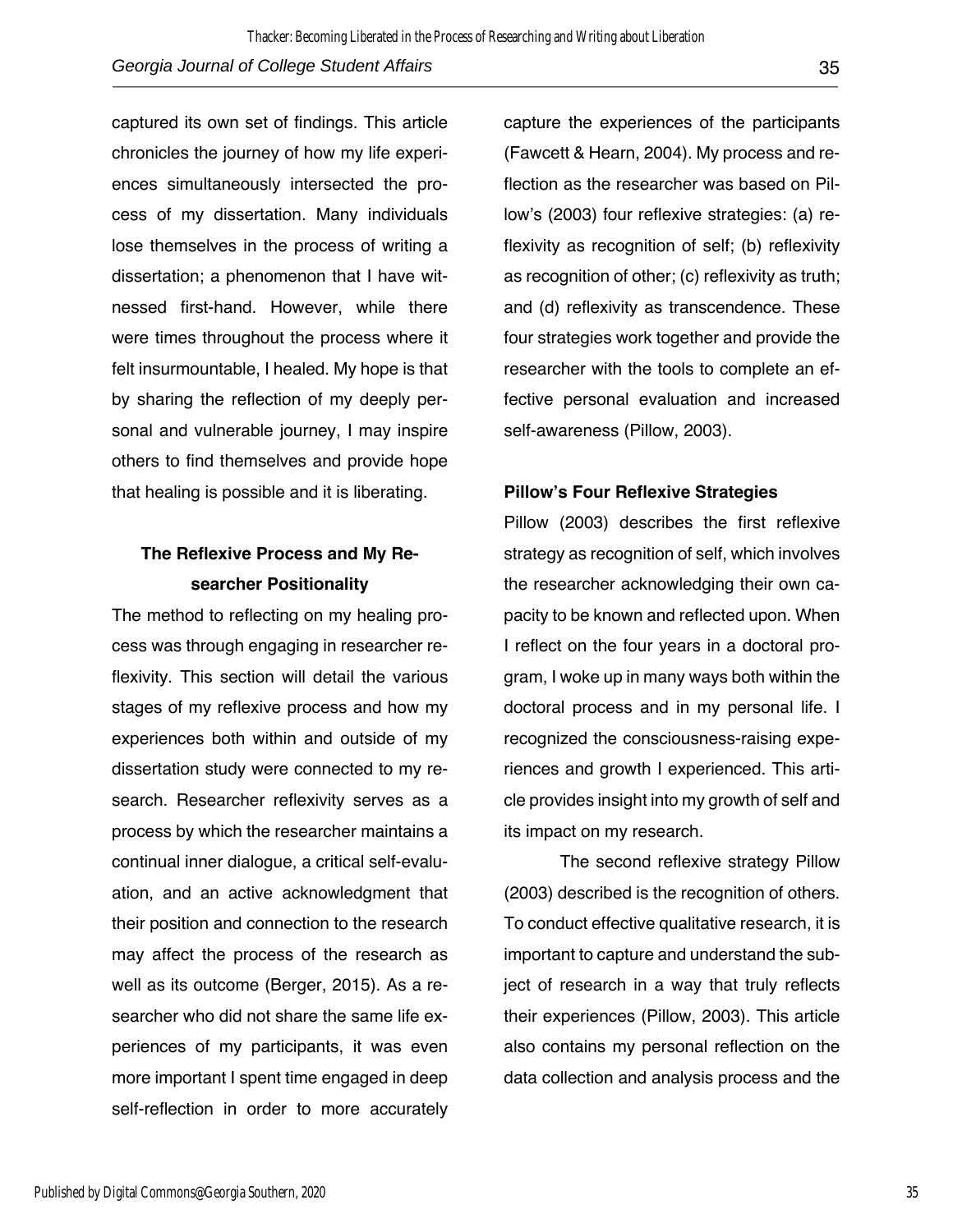captured its own set of findings. This article chronicles the journey of how my life experiences simultaneously intersected the process of my dissertation. Many individuals lose themselves in the process of writing a dissertation; a phenomenon that I have witnessed first-hand. However, while there were times throughout the process where it felt insurmountable, I healed. My hope is that by sharing the reflection of my deeply personal and vulnerable journey, I may inspire others to find themselves and provide hope that healing is possible and it is liberating.

## The Reflexive Process and My Researcher Positionality

The method to reflecting on my healing process was through engaging in researcher reflexivity. This section will detail the various stages of my reflexive process and how my experiences both within and outside of my dissertation study were connected to my research. Researcher reflexivity serves as a process by which the researcher maintains a continual inner dialogue, a critical self-evaluation, and an active acknowledgment that their position and connection to the research may affect the process of the research as well as its outcome (Berger, 2015). As a researcher who did not share the same life experiences of my participants, it was even more important I spent time engaged in deep self-reflection in order to more accurately capture the experiences of the participants (Fawcett & Hearn, 2004). My process and reflection as the researcher was based on Pillow's (2003) four reflexive strategies: (a) reflexivity as recognition of self; (b) reflexivity as recognition of other; (c) reflexivity as truth; and (d) reflexivity as transcendence. These four strategies work together and provide the researcher with the tools to complete an effective personal evaluation and increased self-awareness (Pillow, 2003).

### Pillow's Four Reflexive Strategies

Pillow (2003) describes the first reflexive strategy as recognition of self, which involves the researcher acknowledging their own capacity to be known and reflected upon. When I reflect on the four years in a doctoral program, I woke up in many ways both within the doctoral process and in my personal life. I recognized the consciousness-raising experiences and growth I experienced. This article provides insight into my growth of self and its impact on my research.

The second reflexive strategy Pillow (2003) described is the recognition of others. To conduct effective qualitative research, it is important to capture and understand the subject of research in a way that truly reflects their experiences (Pillow, 2003). This article also contains my personal reflection on the data collection and analysis process and the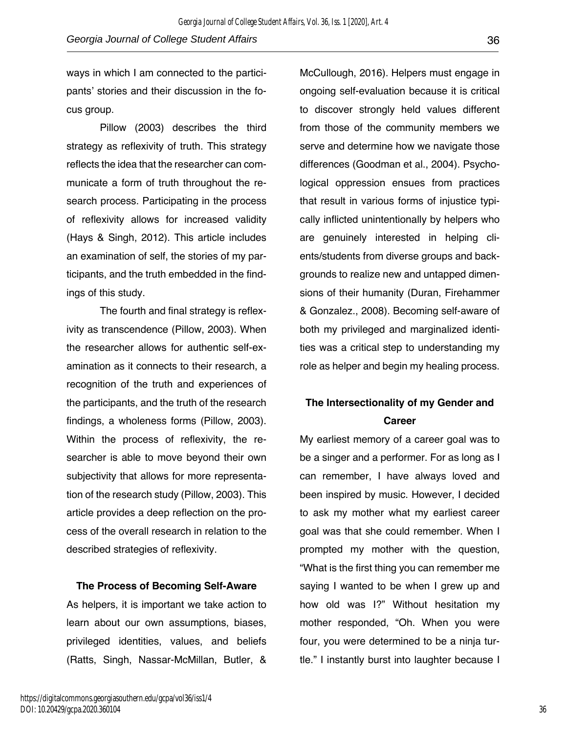ways in which I am connected to the participants' stories and their discussion in the focus group.

Pillow (2003) describes the third strategy as reflexivity of truth. This strategy reflects the idea that the researcher can communicate a form of truth throughout the research process. Participating in the process of reflexivity allows for increased validity (Hays & Singh, 2012). This article includes an examination of self, the stories of my participants, and the truth embedded in the findings of this study.

The fourth and final strategy is reflexivity as transcendence (Pillow, 2003). When the researcher allows for authentic self-examination as it connects to their research, a recognition of the truth and experiences of the participants, and the truth of the research findings, a wholeness forms (Pillow, 2003). Within the process of reflexivity, the researcher is able to move beyond their own subjectivity that allows for more representation of the research study (Pillow, 2003). This article provides a deep reflection on the process of the overall research in relation to the described strategies of reflexivity.

## The Process of Becoming Self-Aware

As helpers, it is important we take action to learn about our own assumptions, biases, privileged identities, values, and beliefs (Ratts, Singh, Nassar-McMillan, Butler, & McCullough, 2016). Helpers must engage in ongoing self-evaluation because it is critical to discover strongly held values different from those of the community members we serve and determine how we navigate those differences (Goodman et al., 2004). Psychological oppression ensues from practices that result in various forms of injustice typically inflicted unintentionally by helpers who are genuinely interested in helping clients/students from diverse groups and backgrounds to realize new and untapped dimensions of their humanity (Duran, Firehammer & Gonzalez., 2008). Becoming self-aware of both my privileged and marginalized identities was a critical step to understanding my role as helper and begin my healing process.

## The Intersectionality of my Gender and Career

My earliest memory of a career goal was to be a singer and a performer. For as long as I can remember, I have always loved and been inspired by music. However, I decided to ask my mother what my earliest career goal was that she could remember. When I prompted my mother with the question, "What is the first thing you can remember me saying I wanted to be when I grew up and how old was I?" Without hesitation my mother responded, "Oh. When you were four, you were determined to be a ninja turtle." I instantly burst into laughter because I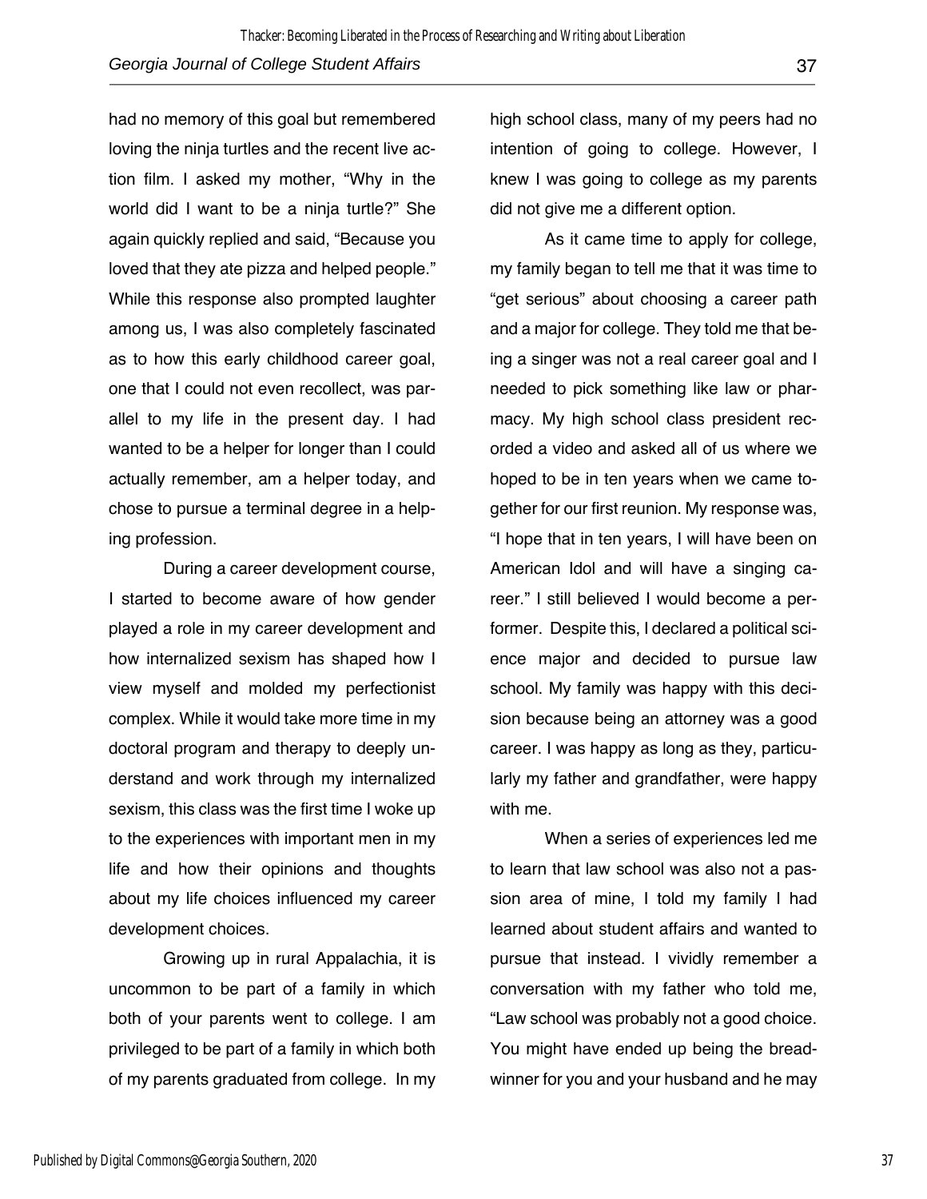had no memory of this goal but remembered loving the ninja turtles and the recent live action film. I asked my mother, "Why in the world did I want to be a ninja turtle?" She again quickly replied and said, "Because you loved that they ate pizza and helped people." While this response also prompted laughter among us, I was also completely fascinated as to how this early childhood career goal, one that I could not even recollect, was parallel to my life in the present day. I had wanted to be a helper for longer than I could actually remember, am a helper today, and chose to pursue a terminal degree in a helping profession.

During a career development course, I started to become aware of how gender played a role in my career development and how internalized sexism has shaped how I view myself and molded my perfectionist complex. While it would take more time in my doctoral program and therapy to deeply understand and work through my internalized sexism, this class was the first time I woke up to the experiences with important men in my life and how their opinions and thoughts about my life choices influenced my career development choices.

Growing up in rural Appalachia, it is uncommon to be part of a family in which both of your parents went to college. I am privileged to be part of a family in which both of my parents graduated from college. In my high school class, many of my peers had no intention of going to college. However, I knew I was going to college as my parents did not give me a different option.

As it came time to apply for college, my family began to tell me that it was time to "get serious" about choosing a career path and a major for college. They told me that being a singer was not a real career goal and I needed to pick something like law or pharmacy. My high school class president recorded a video and asked all of us where we hoped to be in ten years when we came together for our first reunion. My response was, "I hope that in ten years, I will have been on American Idol and will have a singing career." I still believed I would become a performer. Despite this, I declared a political science major and decided to pursue law school. My family was happy with this decision because being an attorney was a good career. I was happy as long as they, particularly my father and grandfather, were happy with me.

When a series of experiences led me to learn that law school was also not a passion area of mine, I told my family I had learned about student affairs and wanted to pursue that instead. I vividly remember a conversation with my father who told me, "Law school was probably not a good choice. You might have ended up being the breadwinner for you and your husband and he may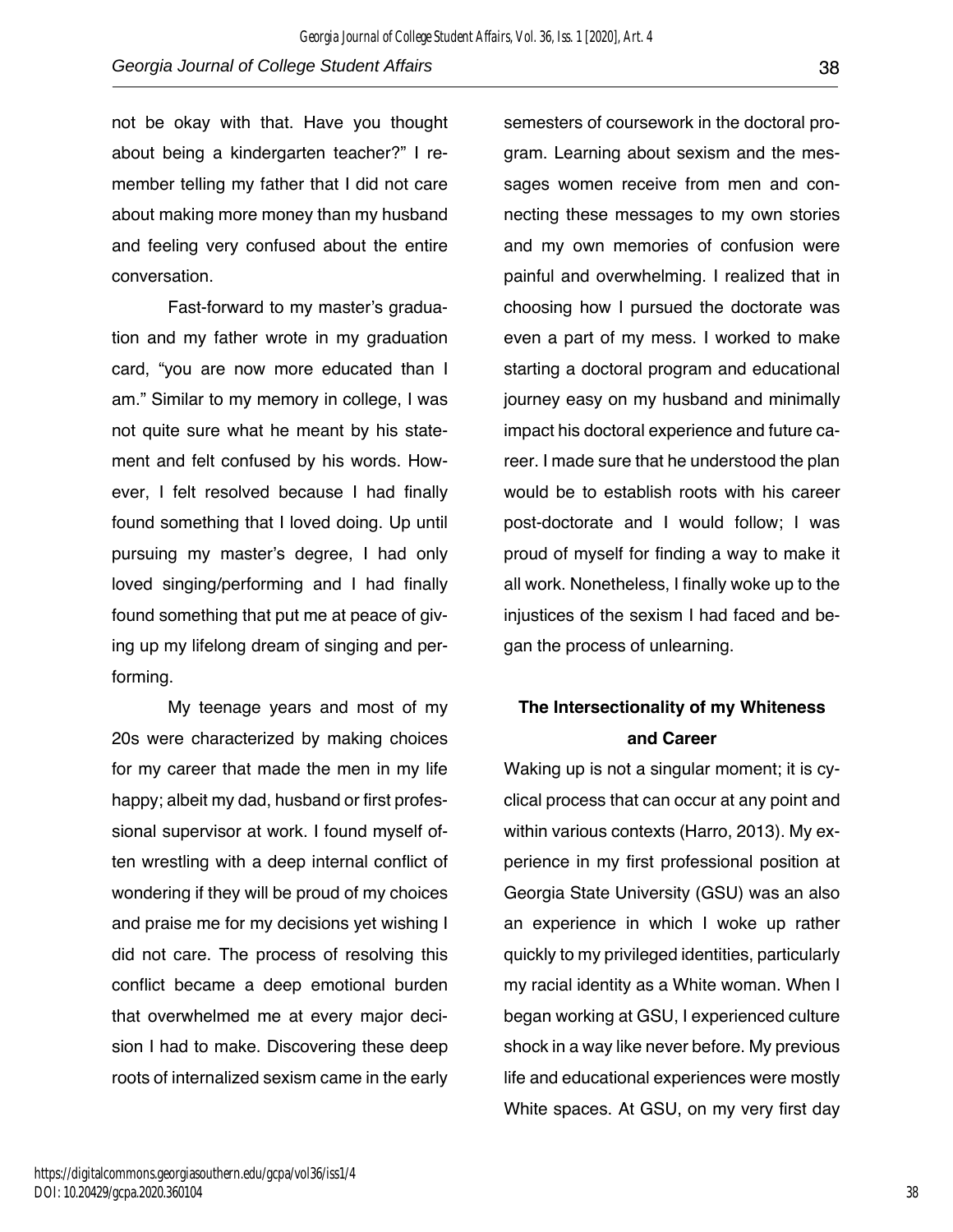not be okay with that. Have you thought about being a kindergarten teacher?" I remember telling my father that I did not care about making more money than my husband and feeling very confused about the entire conversation.

Fast-forward to my master's graduation and my father wrote in my graduation card, "you are now more educated than I am." Similar to my memory in college, I was not quite sure what he meant by his statement and felt confused by his words. However, I felt resolved because I had finally found something that I loved doing. Up until pursuing my master's degree, I had only loved singing/performing and I had finally found something that put me at peace of giving up my lifelong dream of singing and performing.

My teenage years and most of my 20s were characterized by making choices for my career that made the men in my life happy; albeit my dad, husband or first professional supervisor at work. I found myself often wrestling with a deep internal conflict of wondering if they will be proud of my choices and praise me for my decisions yet wishing I did not care. The process of resolving this conflict became a deep emotional burden that overwhelmed me at every major decision I had to make. Discovering these deep roots of internalized sexism came in the early semesters of coursework in the doctoral program. Learning about sexism and the messages women receive from men and connecting these messages to my own stories and my own memories of confusion were painful and overwhelming. I realized that in choosing how I pursued the doctorate was even a part of my mess. I worked to make starting a doctoral program and educational journey easy on my husband and minimally impact his doctoral experience and future career. I made sure that he understood the plan would be to establish roots with his career post-doctorate and I would follow; I was proud of myself for finding a way to make it all work. Nonetheless, I finally woke up to the injustices of the sexism I had faced and began the process of unlearning.

## The Intersectionality of my Whiteness and Career

Waking up is not a singular moment; it is cyclical process that can occur at any point and within various contexts (Harro, 2013). My experience in my first professional position at Georgia State University (GSU) was an also an experience in which I woke up rather quickly to my privileged identities, particularly my racial identity as a White woman. When I began working at GSU, I experienced culture shock in a way like never before. My previous life and educational experiences were mostly White spaces. At GSU, on my very first day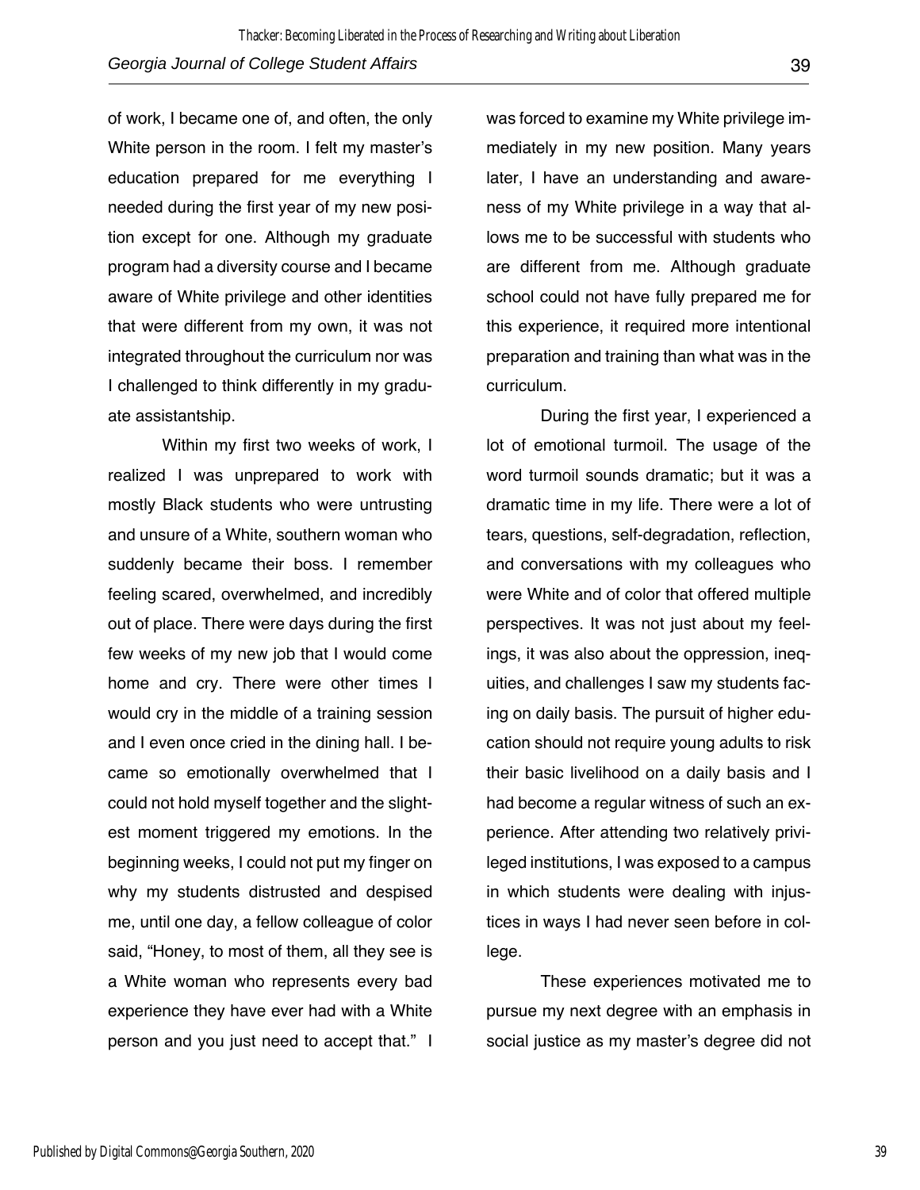of work, I became one of, and often, the only White person in the room. I felt my master's education prepared for me everything I needed during the first year of my new position except for one. Although my graduate program had a diversity course and I became aware of White privilege and other identities that were different from my own, it was not integrated throughout the curriculum nor was I challenged to think differently in my graduate assistantship.

Within my first two weeks of work, I realized I was unprepared to work with mostly Black students who were untrusting and unsure of a White, southern woman who suddenly became their boss. I remember feeling scared, overwhelmed, and incredibly out of place. There were days during the first few weeks of my new job that I would come home and cry. There were other times I would cry in the middle of a training session and I even once cried in the dining hall. I became so emotionally overwhelmed that I could not hold myself together and the slightest moment triggered my emotions. In the beginning weeks, I could not put my finger on why my students distrusted and despised me, until one day, a fellow colleague of color said, "Honey, to most of them, all they see is a White woman who represents every bad experience they have ever had with a White person and you just need to accept that." I was forced to examine my White privilege immediately in my new position. Many years later, I have an understanding and awareness of my White privilege in a way that allows me to be successful with students who are different from me. Although graduate school could not have fully prepared me for this experience, it required more intentional preparation and training than what was in the curriculum.

During the first year, I experienced a lot of emotional turmoil. The usage of the word turmoil sounds dramatic; but it was a dramatic time in my life. There were a lot of tears, questions, self-degradation, reflection, and conversations with my colleagues who were White and of color that offered multiple perspectives. It was not just about my feelings, it was also about the oppression, inequities, and challenges I saw my students facing on daily basis. The pursuit of higher education should not require young adults to risk their basic livelihood on a daily basis and I had become a regular witness of such an experience. After attending two relatively privileged institutions, I was exposed to a campus in which students were dealing with injustices in ways I had never seen before in college.

These experiences motivated me to pursue my next degree with an emphasis in social justice as my master's degree did not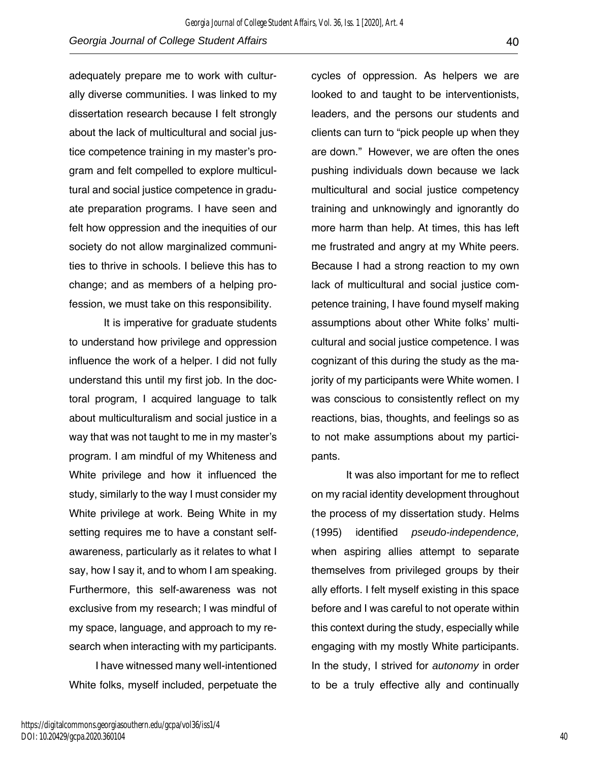adequately prepare me to work with culturally diverse communities. I was linked to my dissertation research because I felt strongly about the lack of multicultural and social justice competence training in my master's program and felt compelled to explore multicultural and social justice competence in graduate preparation programs. I have seen and felt how oppression and the inequities of our society do not allow marginalized communities to thrive in schools. I believe this has to change; and as members of a helping profession, we must take on this responsibility.

It is imperative for graduate students to understand how privilege and oppression influence the work of a helper. I did not fully understand this until my first job. In the doctoral program, I acquired language to talk about multiculturalism and social justice in a way that was not taught to me in my master's program. I am mindful of my Whiteness and White privilege and how it influenced the study, similarly to the way I must consider my White privilege at work. Being White in my setting requires me to have a constant self-awareness, particularly as it relates to what I say, how I say it, and to whom I am speaking. Furthermore, this self-awareness was not exclusive from my research; I was mindful of my space, language, and approach to my research when interacting with my participants.

I have witnessed many well-intentioned White folks, myself included, perpetuate the cycles of oppression. As helpers we are looked to and taught to be interventionists, leaders, and the persons our students and clients can turn to "pick people up when they are down." However, we are often the ones pushing individuals down because we lack multicultural and social justice competency training and unknowingly and ignorantly do more harm than help. At times, this has left me frustrated and angry at my White peers. Because I had a strong reaction to my own lack of multicultural and social justice competence training, I have found myself making assumptions about other White folks' multicultural and social justice competence. I was cognizant of this during the study as the majority of my participants were White women. I was conscious to consistently reflect on my reactions, bias, thoughts, and feelings so as to not make assumptions about my participants.

It was also important for me to reflect on my racial identity development throughout the process of my dissertation study. Helms (1995) identified *pseudo-independence,* when aspiring allies attempt to separate themselves from privileged groups by their ally efforts. I felt myself existing in this space before and I was careful to not operate within this context during the study, especially while engaging with my mostly White participants. In the study, I strived for *autonomy* in order to be a truly effective ally and continually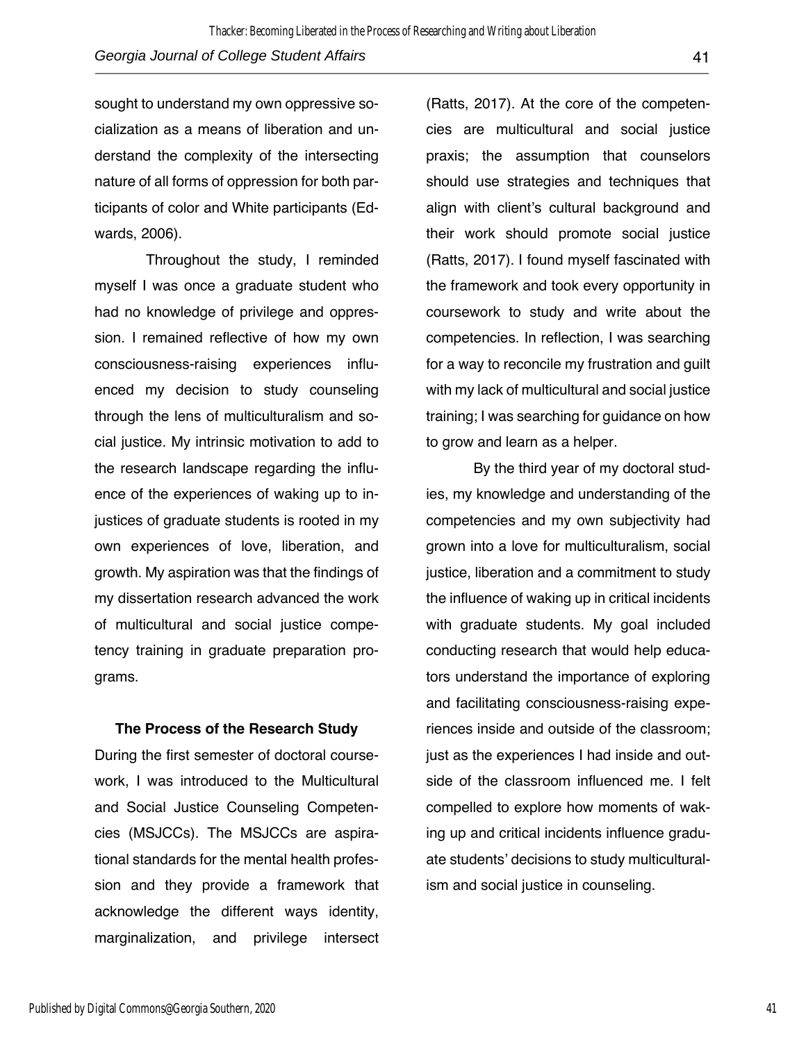sought to understand my own oppressive socialization as a means of liberation and understand the complexity of the intersecting nature of all forms of oppression for both participants of color and White participants (Edwards, 2006).

Throughout the study, I reminded myself I was once a graduate student who had no knowledge of privilege and oppression. I remained reflective of how my own consciousness-raising experiences influenced my decision to study counseling through the lens of multiculturalism and social justice. My intrinsic motivation to add to the research landscape regarding the influence of the experiences of waking up to injustices of graduate students is rooted in my own experiences of love, liberation, and growth. My aspiration was that the findings of my dissertation research advanced the work of multicultural and social justice competency training in graduate preparation programs.

## The Process of the Research Study

During the first semester of doctoral coursework, I was introduced to the Multicultural and Social Justice Counseling Competencies (MSJCCs). The MSJCCs are aspirational standards for the mental health profession and they provide a framework that acknowledge the different ways identity, marginalization, and privilege intersect (Ratts, 2017). At the core of the competencies are multicultural and social justice praxis; the assumption that counselors should use strategies and techniques that align with client's cultural background and their work should promote social justice (Ratts, 2017). I found myself fascinated with the framework and took every opportunity in coursework to study and write about the competencies. In reflection, I was searching for a way to reconcile my frustration and guilt with my lack of multicultural and social justice training; I was searching for guidance on how to grow and learn as a helper.

By the third year of my doctoral studies, my knowledge and understanding of the competencies and my own subjectivity had grown into a love for multiculturalism, social justice, liberation and a commitment to study the influence of waking up in critical incidents with graduate students. My goal included conducting research that would help educators understand the importance of exploring and facilitating consciousness-raising experiences inside and outside of the classroom; just as the experiences I had inside and outside of the classroom influenced me. I felt compelled to explore how moments of waking up and critical incidents influence graduate students' decisions to study multiculturalism and social justice in counseling.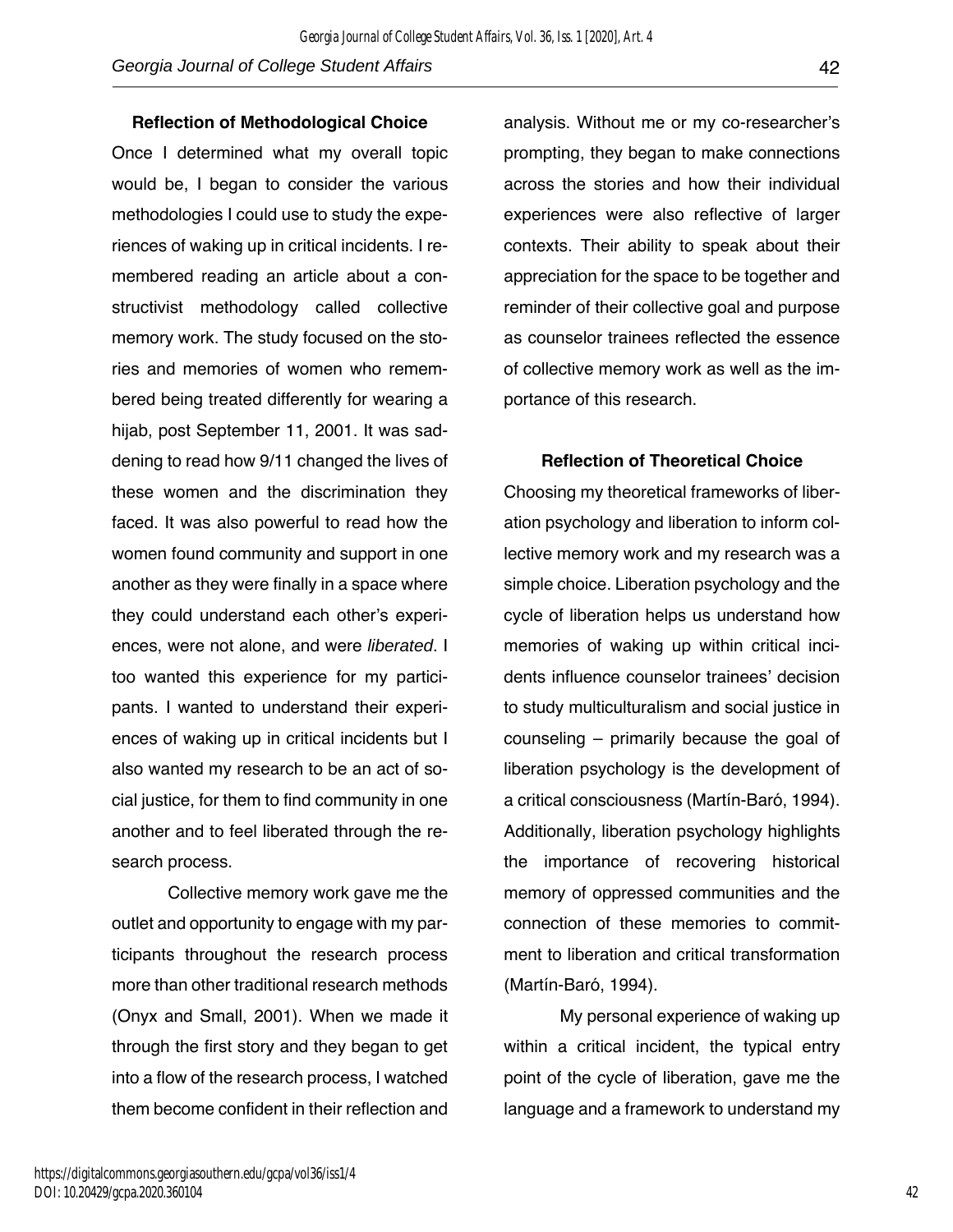### Reflection of Methodological Choice

Once I determined what my overall topic would be, I began to consider the various methodologies I could use to study the experiences of waking up in critical incidents. I remembered reading an article about a constructivist methodology called collective memory work. The study focused on the stories and memories of women who remembered being treated differently for wearing a hijab, post September 11, 2001. It was saddening to read how 9/11 changed the lives of these women and the discrimination they faced. It was also powerful to read how the women found community and support in one another as they were finally in a space where they could understand each other's experiences, were not alone, and were *liberated*. I too wanted this experience for my participants. I wanted to understand their experiences of waking up in critical incidents but I also wanted my research to be an act of social justice, for them to find community in one another and to feel liberated through the research process.

Collective memory work gave me the outlet and opportunity to engage with my participants throughout the research process more than other traditional research methods (Onyx and Small, 2001). When we made it through the first story and they began to get into a flow of the research process, I watched them become confident in their reflection and analysis. Without me or my co-researcher's prompting, they began to make connections across the stories and how their individual experiences were also reflective of larger contexts. Their ability to speak about their appreciation for the space to be together and reminder of their collective goal and purpose as counselor trainees reflected the essence of collective memory work as well as the importance of this research.

### Reflection of Theoretical Choice

Choosing my theoretical frameworks of liberation psychology and liberation to inform collective memory work and my research was a simple choice. Liberation psychology and the cycle of liberation helps us understand how memories of waking up within critical incidents influence counselor trainees' decision to study multiculturalism and social justice in counseling – primarily because the goal of liberation psychology is the development of a critical consciousness (Martín-Baró, 1994). Additionally, liberation psychology highlights the importance of recovering historical memory of oppressed communities and the connection of these memories to commitment to liberation and critical transformation (Martín-Baró, 1994).

My personal experience of waking up within a critical incident, the typical entry point of the cycle of liberation, gave me the language and a framework to understand my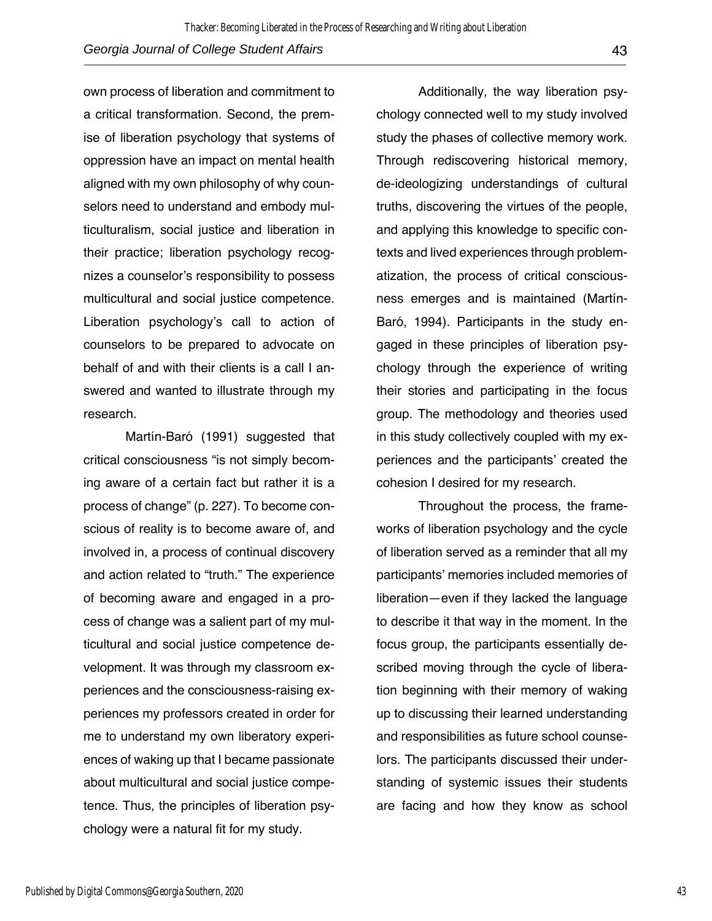own process of liberation and commitment to a critical transformation. Second, the premise of liberation psychology that systems of oppression have an impact on mental health aligned with my own philosophy of why counselors need to understand and embody multiculturalism, social justice and liberation in their practice; liberation psychology recognizes a counselor's responsibility to possess multicultural and social justice competence. Liberation psychology's call to action of counselors to be prepared to advocate on behalf of and with their clients is a call I answered and wanted to illustrate through my research.

Martín-Baró (1991) suggested that critical consciousness "is not simply becoming aware of a certain fact but rather it is a process of change" (p. 227). To become conscious of reality is to become aware of, and involved in, a process of continual discovery and action related to "truth." The experience of becoming aware and engaged in a process of change was a salient part of my multicultural and social justice competence development. It was through my classroom experiences and the consciousness-raising experiences my professors created in order for me to understand my own liberatory experiences of waking up that I became passionate about multicultural and social justice competence. Thus, the principles of liberation psychology were a natural fit for my study.

Additionally, the way liberation psychology connected well to my study involved study the phases of collective memory work. Through rediscovering historical memory, de-ideologizing understandings of cultural truths, discovering the virtues of the people, and applying this knowledge to specific contexts and lived experiences through problematization, the process of critical consciousness emerges and is maintained (Martín-Baró, 1994). Participants in the study engaged in these principles of liberation psychology through the experience of writing their stories and participating in the focus group. The methodology and theories used in this study collectively coupled with my experiences and the participants' created the cohesion I desired for my research.

Throughout the process, the frameworks of liberation psychology and the cycle of liberation served as a reminder that all my participants' memories included memories of liberation—even if they lacked the language to describe it that way in the moment. In the focus group, the participants essentially described moving through the cycle of liberation beginning with their memory of waking up to discussing their learned understanding and responsibilities as future school counselors. The participants discussed their understanding of systemic issues their students are facing and how they know as school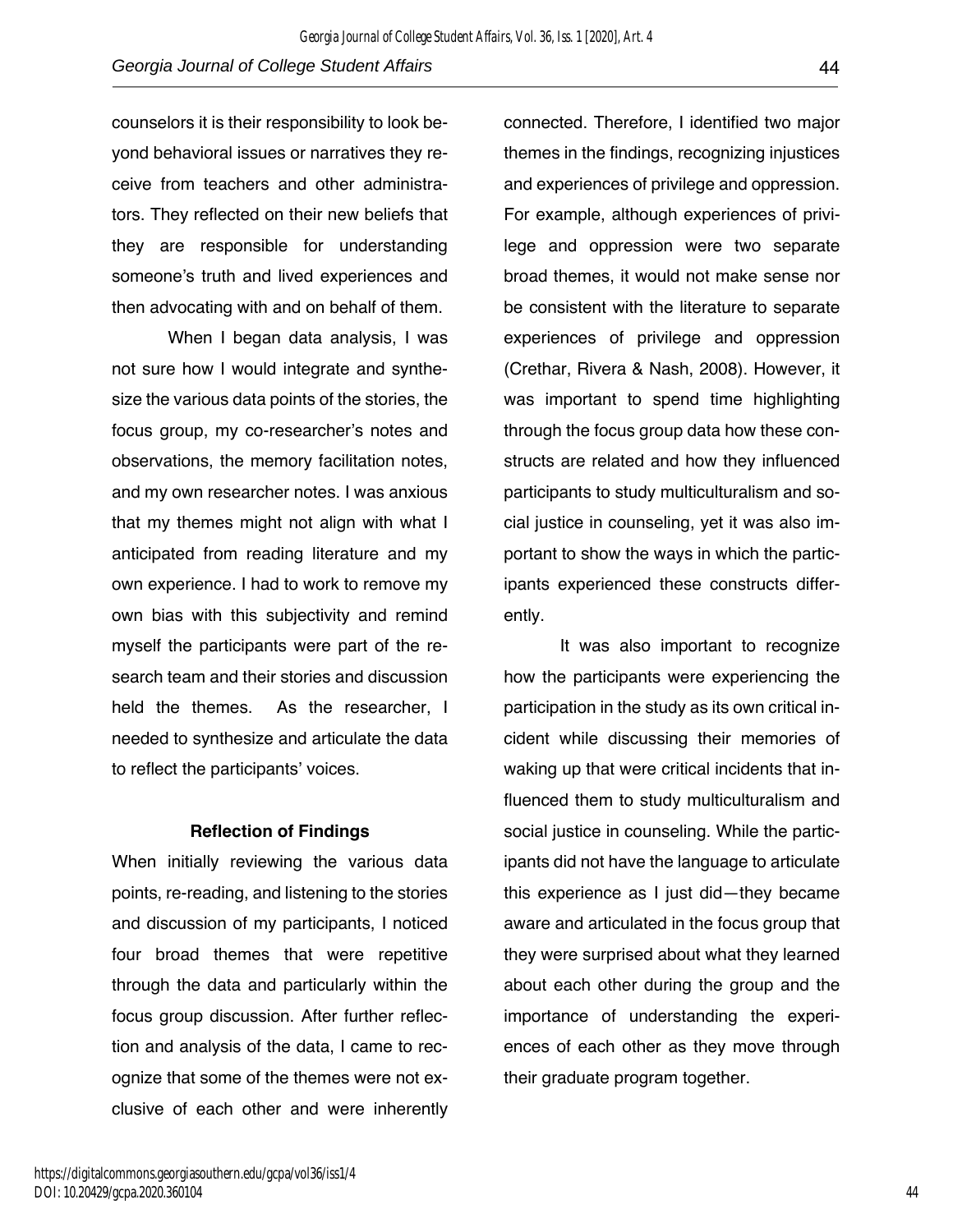counselors it is their responsibility to look beyond behavioral issues or narratives they receive from teachers and other administrators. They reflected on their new beliefs that they are responsible for understanding someone's truth and lived experiences and then advocating with and on behalf of them.

When I began data analysis, I was not sure how I would integrate and synthesize the various data points of the stories, the focus group, my co-researcher's notes and observations, the memory facilitation notes, and my own researcher notes. I was anxious that my themes might not align with what I anticipated from reading literature and my own experience. I had to work to remove my own bias with this subjectivity and remind myself the participants were part of the research team and their stories and discussion held the themes. As the researcher, I needed to synthesize and articulate the data to reflect the participants' voices.

## Reflection of Findings

When initially reviewing the various data points, re-reading, and listening to the stories and discussion of my participants, I noticed four broad themes that were repetitive through the data and particularly within the focus group discussion. After further reflection and analysis of the data, I came to recognize that some of the themes were not exclusive of each other and were inherently connected. Therefore, I identified two major themes in the findings, recognizing injustices and experiences of privilege and oppression. For example, although experiences of privilege and oppression were two separate broad themes, it would not make sense nor be consistent with the literature to separate experiences of privilege and oppression (Crethar, Rivera & Nash, 2008). However, it was important to spend time highlighting through the focus group data how these constructs are related and how they influenced participants to study multiculturalism and social justice in counseling, yet it was also important to show the ways in which the participants experienced these constructs differently.

It was also important to recognize how the participants were experiencing the participation in the study as its own critical incident while discussing their memories of waking up that were critical incidents that influenced them to study multiculturalism and social justice in counseling. While the participants did not have the language to articulate this experience as I just did—they became aware and articulated in the focus group that they were surprised about what they learned about each other during the group and the importance of understanding the experiences of each other as they move through their graduate program together.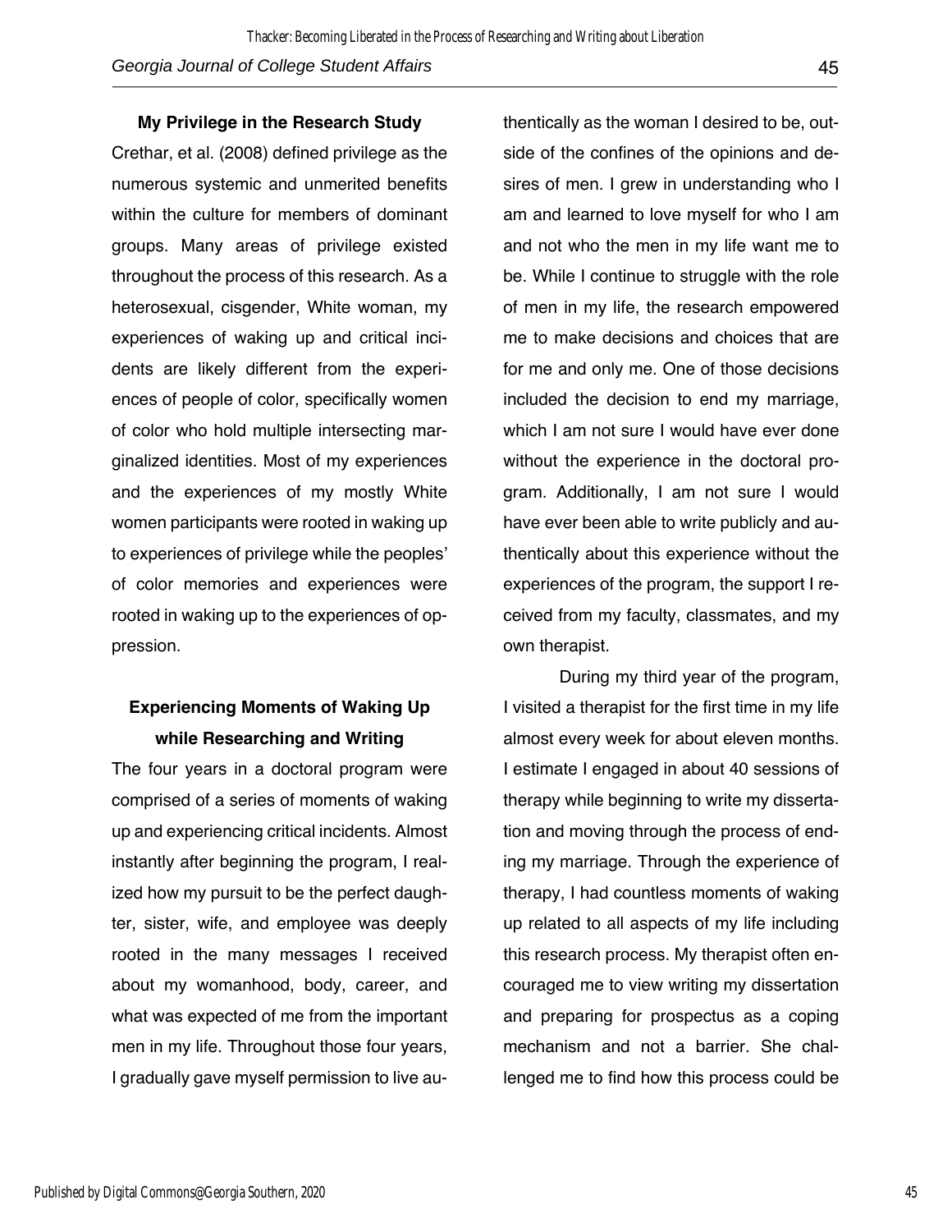### My Privilege in the Research Study

Crethar, et al. (2008) defined privilege as the numerous systemic and unmerited benefits within the culture for members of dominant groups. Many areas of privilege existed throughout the process of this research. As a heterosexual, cisgender, White woman, my experiences of waking up and critical incidents are likely different from the experiences of people of color, specifically women of color who hold multiple intersecting marginalized identities. Most of my experiences and the experiences of my mostly White women participants were rooted in waking up to experiences of privilege while the peoples' of color memories and experiences were rooted in waking up to the experiences of oppression.

### Experiencing Moments of Waking Up while Researching and Writing

The four years in a doctoral program were comprised of a series of moments of waking up and experiencing critical incidents. Almost instantly after beginning the program, I realized how my pursuit to be the perfect daughter, sister, wife, and employee was deeply rooted in the many messages I received about my womanhood, body, career, and what was expected of me from the important men in my life. Throughout those four years, I gradually gave myself permission to live authentically as the woman I desired to be, outside of the confines of the opinions and desires of men. I grew in understanding who I am and learned to love myself for who I am and not who the men in my life want me to be. While I continue to struggle with the role of men in my life, the research empowered me to make decisions and choices that are for me and only me. One of those decisions included the decision to end my marriage, which I am not sure I would have ever done without the experience in the doctoral program. Additionally, I am not sure I would have ever been able to write publicly and authentically about this experience without the experiences of the program, the support I received from my faculty, classmates, and my own therapist.

During my third year of the program, I visited a therapist for the first time in my life almost every week for about eleven months. I estimate I engaged in about 40 sessions of therapy while beginning to write my dissertation and moving through the process of ending my marriage. Through the experience of therapy, I had countless moments of waking up related to all aspects of my life including this research process. My therapist often encouraged me to view writing my dissertation and preparing for prospectus as a coping mechanism and not a barrier. She challenged me to find how this process could be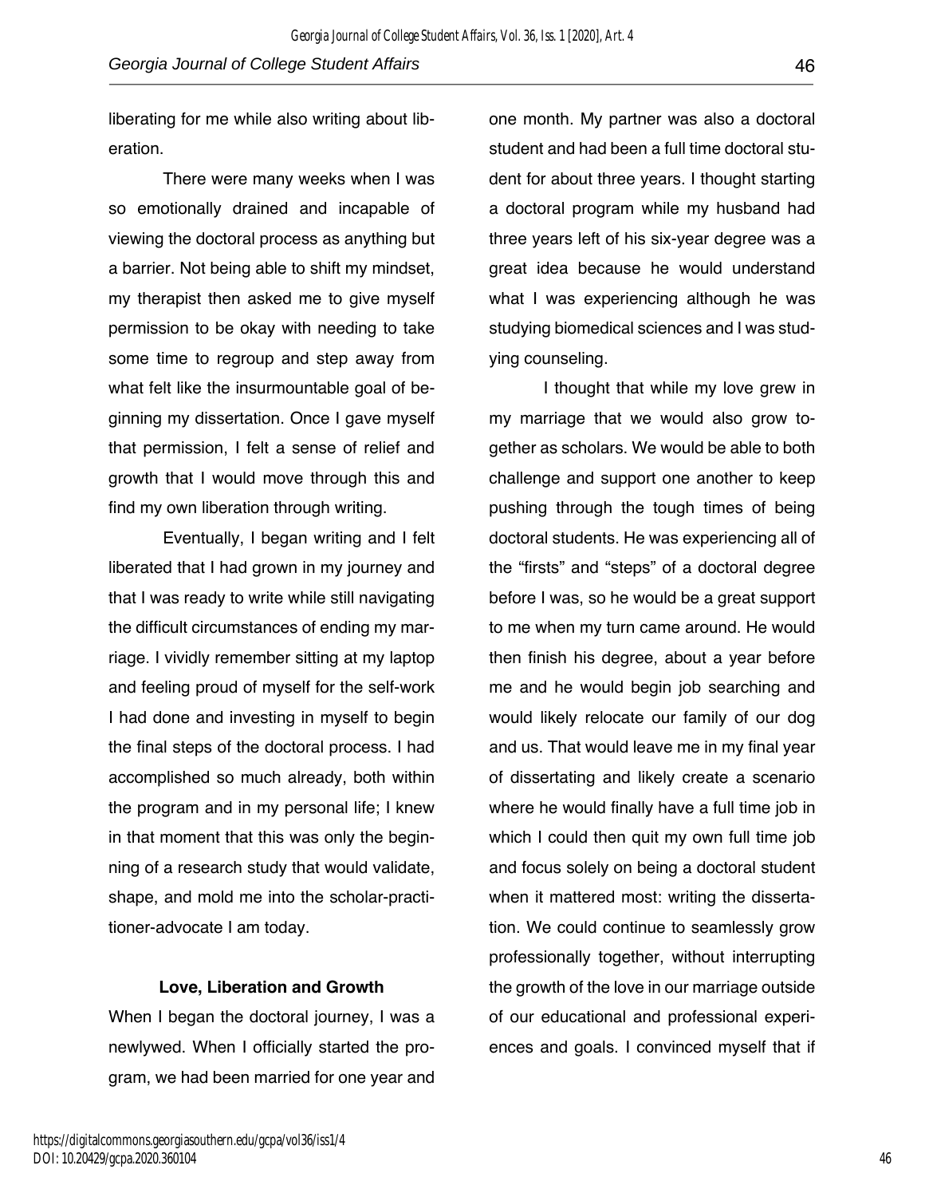liberating for me while also writing about liberation.

There were many weeks when I was so emotionally drained and incapable of viewing the doctoral process as anything but a barrier. Not being able to shift my mindset, my therapist then asked me to give myself permission to be okay with needing to take some time to regroup and step away from what felt like the insurmountable goal of beginning my dissertation. Once I gave myself that permission, I felt a sense of relief and growth that I would move through this and find my own liberation through writing.

Eventually, I began writing and I felt liberated that I had grown in my journey and that I was ready to write while still navigating the difficult circumstances of ending my marriage. I vividly remember sitting at my laptop and feeling proud of myself for the self-work I had done and investing in myself to begin the final steps of the doctoral process. I had accomplished so much already, both within the program and in my personal life; I knew in that moment that this was only the beginning of a research study that would validate, shape, and mold me into the scholar-practitioner-advocate I am today.

### Love, Liberation and Growth

When I began the doctoral journey, I was a newlywed. When I officially started the program, we had been married for one year and one month. My partner was also a doctoral student and had been a full time doctoral student for about three years. I thought starting a doctoral program while my husband had three years left of his six-year degree was a great idea because he would understand what I was experiencing although he was studying biomedical sciences and I was studying counseling.

I thought that while my love grew in my marriage that we would also grow together as scholars. We would be able to both challenge and support one another to keep pushing through the tough times of being doctoral students. He was experiencing all of the "firsts" and "steps" of a doctoral degree before I was, so he would be a great support to me when my turn came around. He would then finish his degree, about a year before me and he would begin job searching and would likely relocate our family of our dog and us. That would leave me in my final year of dissertating and likely create a scenario where he would finally have a full time job in which I could then quit my own full time job and focus solely on being a doctoral student when it mattered most: writing the dissertation. We could continue to seamlessly grow professionally together, without interrupting the growth of the love in our marriage outside of our educational and professional experiences and goals. I convinced myself that if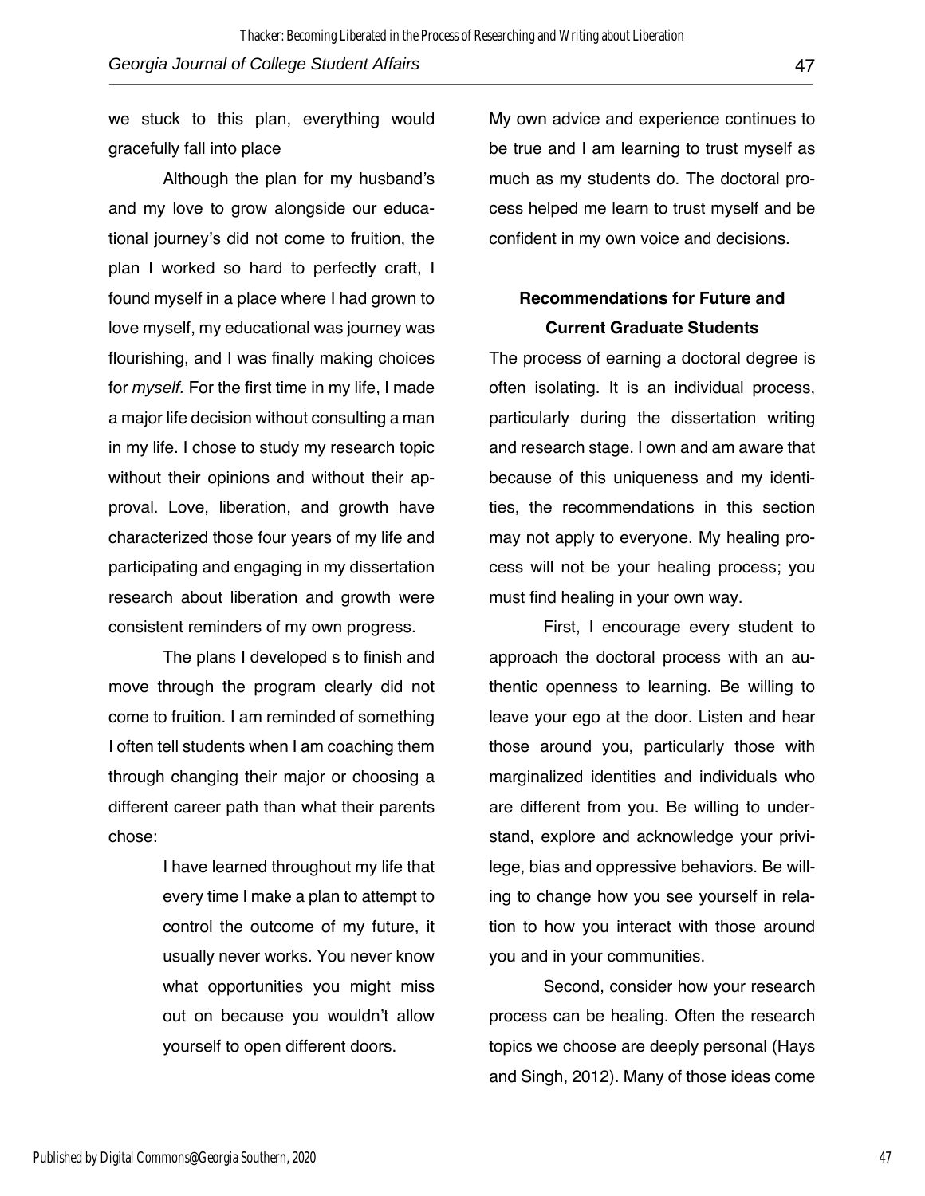we stuck to this plan, everything would gracefully fall into place

Although the plan for my husband's and my love to grow alongside our educational journey's did not come to fruition, the plan I worked so hard to perfectly craft, I found myself in a place where I had grown to love myself, my educational was journey was flourishing, and I was finally making choices for *myself.* For the first time in my life, I made a major life decision without consulting a man in my life. I chose to study my research topic without their opinions and without their approval. Love, liberation, and growth have characterized those four years of my life and participating and engaging in my dissertation research about liberation and growth were consistent reminders of my own progress.

The plans I developed s to finish and move through the program clearly did not come to fruition. I am reminded of something I often tell students when I am coaching them through changing their major or choosing a different career path than what their parents chose:

> I have learned throughout my life that every time I make a plan to attempt to control the outcome of my future, it usually never works. You never know what opportunities you might miss out on because you wouldn't allow yourself to open different doors.

My own advice and experience continues to be true and I am learning to trust myself as much as my students do. The doctoral process helped me learn to trust myself and be confident in my own voice and decisions.

## Recommendations for Future and Current Graduate Students

The process of earning a doctoral degree is often isolating. It is an individual process, particularly during the dissertation writing and research stage. I own and am aware that because of this uniqueness and my identities, the recommendations in this section may not apply to everyone. My healing process will not be your healing process; you must find healing in your own way.

First, I encourage every student to approach the doctoral process with an authentic openness to learning. Be willing to leave your ego at the door. Listen and hear those around you, particularly those with marginalized identities and individuals who are different from you. Be willing to understand, explore and acknowledge your privilege, bias and oppressive behaviors. Be willing to change how you see yourself in relation to how you interact with those around you and in your communities.

Second, consider how your research process can be healing. Often the research topics we choose are deeply personal (Hays and Singh, 2012). Many of those ideas come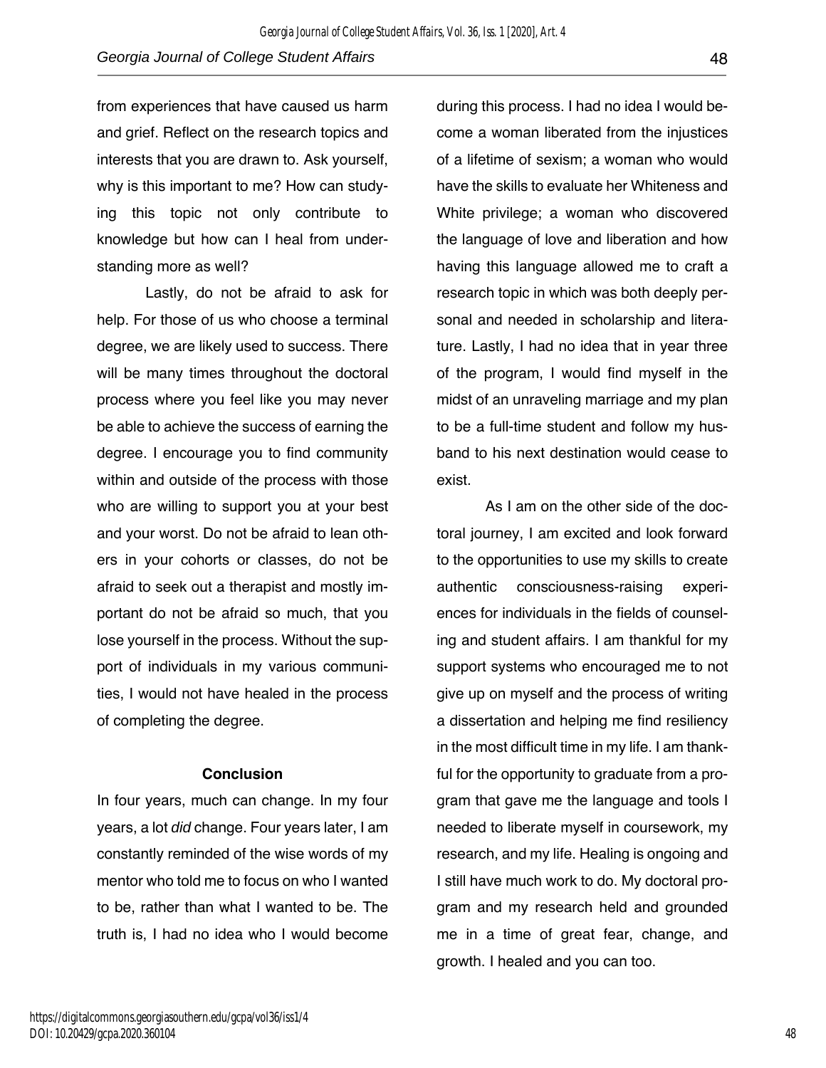from experiences that have caused us harm and grief. Reflect on the research topics and interests that you are drawn to. Ask yourself, why is this important to me? How can studying this topic not only contribute to knowledge but how can I heal from understanding more as well?

Lastly, do not be afraid to ask for help. For those of us who choose a terminal degree, we are likely used to success. There will be many times throughout the doctoral process where you feel like you may never be able to achieve the success of earning the degree. I encourage you to find community within and outside of the process with those who are willing to support you at your best and your worst. Do not be afraid to lean others in your cohorts or classes, do not be afraid to seek out a therapist and mostly important do not be afraid so much, that you lose yourself in the process. Without the support of individuals in my various communities, I would not have healed in the process of completing the degree.

## Conclusion

In four years, much can change. In my four years, a lot *did* change. Four years later, I am constantly reminded of the wise words of my mentor who told me to focus on who I wanted to be, rather than what I wanted to be. The truth is, I had no idea who I would become during this process. I had no idea I would become a woman liberated from the injustices of a lifetime of sexism; a woman who would have the skills to evaluate her Whiteness and White privilege; a woman who discovered the language of love and liberation and how having this language allowed me to craft a research topic in which was both deeply personal and needed in scholarship and literature. Lastly, I had no idea that in year three of the program, I would find myself in the midst of an unraveling marriage and my plan to be a full-time student and follow my husband to his next destination would cease to exist.

As I am on the other side of the doctoral journey, I am excited and look forward to the opportunities to use my skills to create authentic consciousness-raising experiences for individuals in the fields of counseling and student affairs. I am thankful for my support systems who encouraged me to not give up on myself and the process of writing a dissertation and helping me find resiliency in the most difficult time in my life. I am thankful for the opportunity to graduate from a program that gave me the language and tools I needed to liberate myself in coursework, my research, and my life. Healing is ongoing and I still have much work to do. My doctoral program and my research held and grounded me in a time of great fear, change, and growth. I healed and you can too.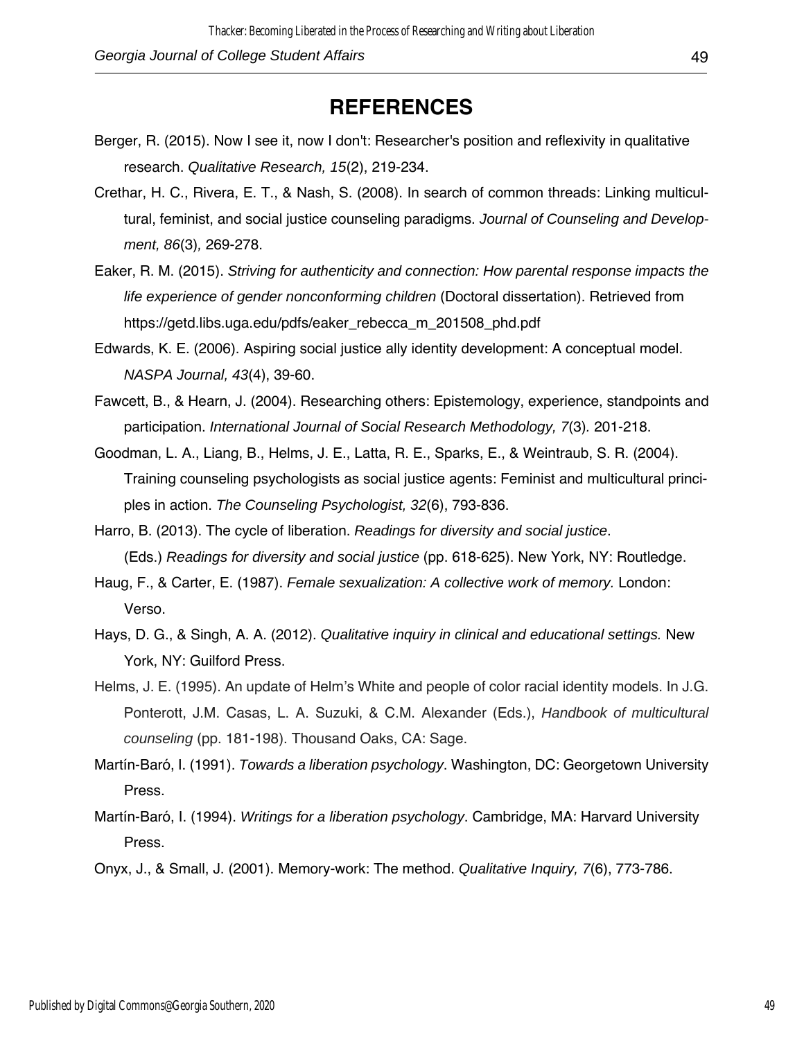# REFERENCES

Berger, R. (2015). Now I see it, now I don't: Researcher's position and reflexivity in qualitative research. *Qualitative Research, 15*(2), 219-234.

Crethar, H. C., Rivera, E. T., & Nash, S. (2008). In search of common threads: Linking multicultural, feminist, and social justice counseling paradigms. *Journal of Counseling and Development, 86*(3), 269-278.

Eaker, R. M. (2015). *Striving for authenticity and connection: How parental response impacts the life experience of gender nonconforming children* (Doctoral dissertation). Retrieved from https://getd.libs.uga.edu/pdfs/eaker_rebecca_m_201508_phd.pdf

Edwards, K. E. (2006). Aspiring social justice ally identity development: A conceptual model. *NASPA Journal, 43*(4), 39-60.

Fawcett, B., & Hearn, J. (2004). Researching others: Epistemology, experience, standpoints and participation. *International Journal of Social Research Methodology, 7*(3). 201-218.

Goodman, L. A., Liang, B., Helms, J. E., Latta, R. E., Sparks, E., & Weintraub, S. R. (2004). Training counseling psychologists as social justice agents: Feminist and multicultural principles in action. *The Counseling Psychologist, 32*(6), 793-836.

Harro, B. (2013). The cycle of liberation. *Readings for diversity and social justice*. (Eds.) *Readings for diversity and social justice* (pp. 618-625). New York, NY: Routledge.

Haug, F., & Carter, E. (1987). *Female sexualization: A collective work of memory.* London: Verso.

Hays, D. G., & Singh, A. A. (2012). *Qualitative inquiry in clinical and educational settings.* New York, NY: Guilford Press.

Helms, J. E. (1995). An update of Helm's White and people of color racial identity models. In J.G. Ponterott, J.M. Casas, L. A. Suzuki, & C.M. Alexander (Eds.), *Handbook of multicultural counseling* (pp. 181-198). Thousand Oaks, CA: Sage.

Martín-Baró, I. (1991). *Towards a liberation psychology*. Washington, DC: Georgetown University Press.

Martín-Baró, I. (1994). *Writings for a liberation psychology*. Cambridge, MA: Harvard University Press.

Onyx, J., & Small, J. (2001). Memory-work: The method. *Qualitative Inquiry, 7*(6), 773-786.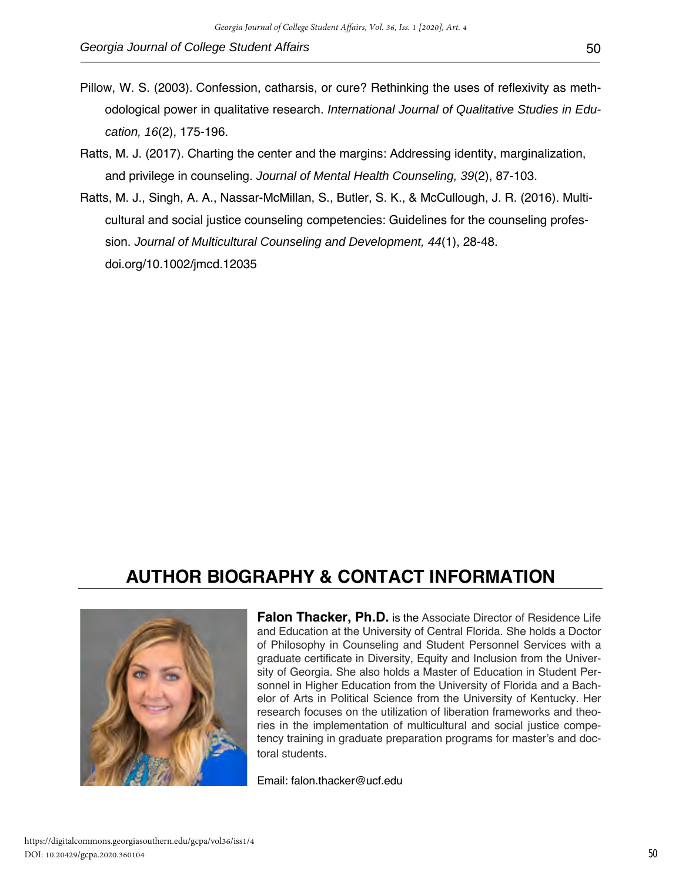Pillow, W. S. (2003). Confession, catharsis, or cure? Rethinking the uses of reflexivity as methodological power in qualitative research. *International Journal of Qualitative Studies in Education, 16*(2), 175-196.

Ratts, M. J. (2017). Charting the center and the margins: Addressing identity, marginalization, and privilege in counseling. *Journal of Mental Health Counseling, 39*(2), 87-103.

Ratts, M. J., Singh, A. A., Nassar-McMillan, S., Butler, S. K., & McCullough, J. R. (2016). Multicultural and social justice counseling competencies: Guidelines for the counseling profession. *Journal of Multicultural Counseling and Development, 44*(1), 28-48. doi.org/10.1002/jmcd.12035

## AUTHOR BIOGRAPHY & CONTACT INFORMATION

**Falon Thacker, Ph.D.** is the Associate Director of Residence Life and Education at the University of Central Florida. She holds a Doctor of Philosophy in Counseling and Student Personnel Services with a graduate certificate in Diversity, Equity and Inclusion from the University of Georgia. She also holds a Master of Education in Student Personnel in Higher Education from the University of Florida and a Bachelor of Arts in Political Science from the University of Kentucky. Her research focuses on the utilization of liberation frameworks and theories in the implementation of multicultural and social justice competency training in graduate preparation programs for master's and doctoral students.

Email: falon.thacker@ucf.edu